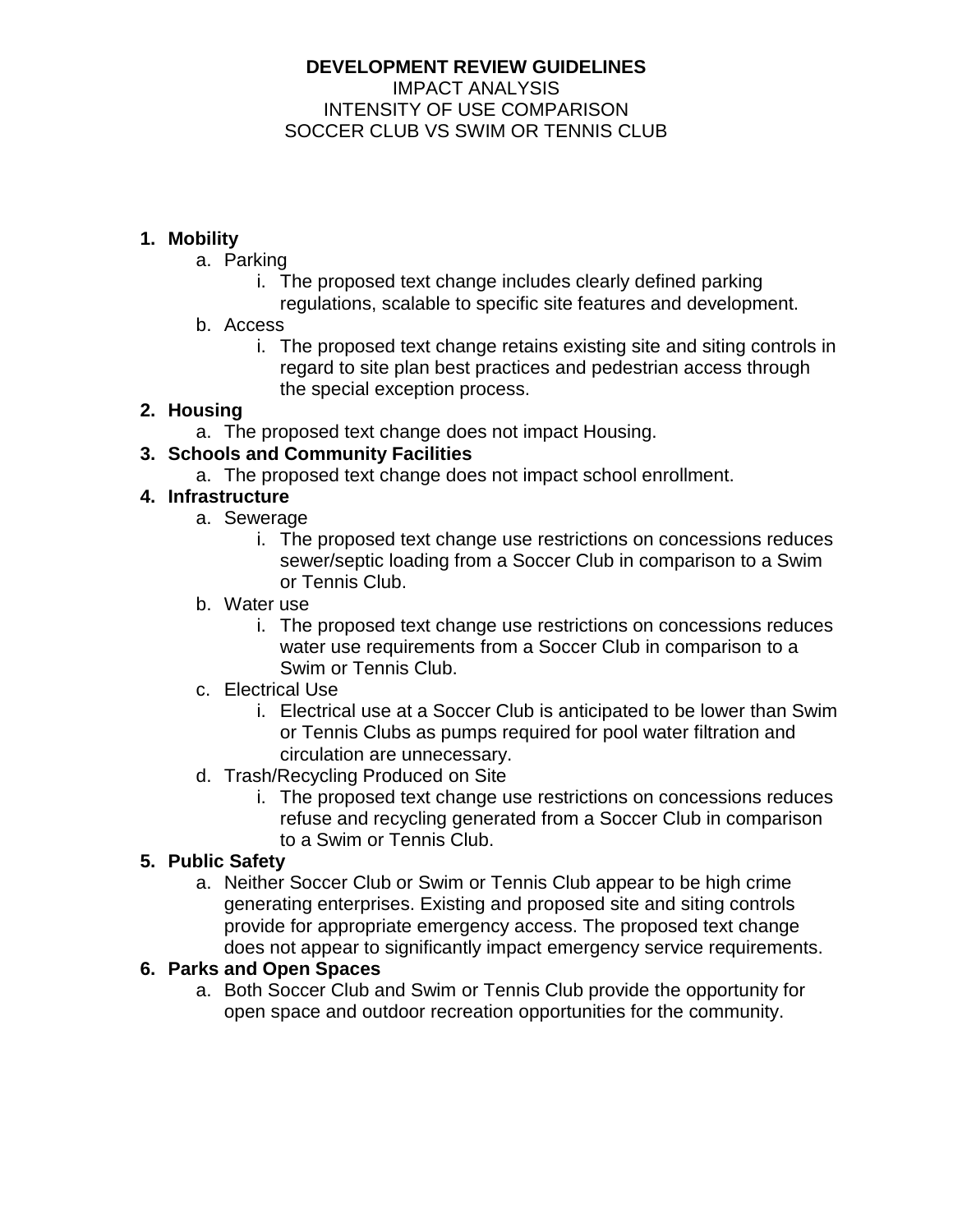**DEVELOPMENT REVIEW GUIDELINES**
IMPACT ANALYSIS
INTENSITY OF USE COMPARISON
SOCCER CLUB VS SWIM OR TENNIS CLUB

1. **Mobility**
   a. Parking
      i. The proposed text change includes clearly defined parking regulations, scalable to specific site features and development.
   b. Access
      i. The proposed text change retains existing site and siting controls in regard to site plan best practices and pedestrian access through the special exception process.
2. **Housing**
   a. The proposed text change does not impact Housing.
3. **Schools and Community Facilities**
   a. The proposed text change does not impact school enrollment.
4. **Infrastructure**
   a. Sewerage
      i. The proposed text change use restrictions on concessions reduces sewer/septic loading from a Soccer Club in comparison to a Swim or Tennis Club.
   b. Water use
      i. The proposed text change use restrictions on concessions reduces water use requirements from a Soccer Club in comparison to a Swim or Tennis Club.
   c. Electrical Use
      i. Electrical use at a Soccer Club is anticipated to be lower than Swim or Tennis Clubs as pumps required for pool water filtration and circulation are unnecessary.
   d. Trash/Recycling Produced on Site
      i. The proposed text change use restrictions on concessions reduces refuse and recycling generated from a Soccer Club in comparison to a Swim or Tennis Club.
5. **Public Safety**
   a. Neither Soccer Club or Swim or Tennis Club appear to be high crime generating enterprises. Existing and proposed site and siting controls provide for appropriate emergency access. The proposed text change does not appear to significantly impact emergency service requirements.
6. **Parks and Open Spaces**
   a. Both Soccer Club and Swim or Tennis Club provide the opportunity for open space and outdoor recreation opportunities for the community.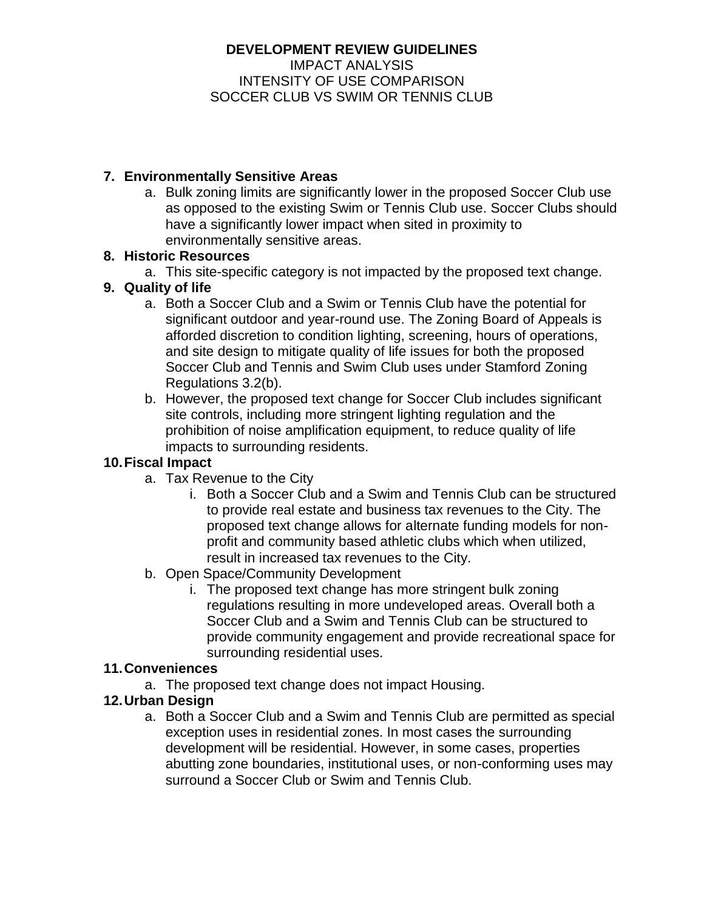**DEVELOPMENT REVIEW GUIDELINES**
IMPACT ANALYSIS
INTENSITY OF USE COMPARISON
SOCCER CLUB VS SWIM OR TENNIS CLUB

7. **Environmentally Sensitive Areas**
    a. Bulk zoning limits are significantly lower in the proposed Soccer Club use as opposed to the existing Swim or Tennis Club use. Soccer Clubs should have a significantly lower impact when sited in proximity to environmentally sensitive areas.
8. **Historic Resources**
    a. This site-specific category is not impacted by the proposed text change.
9. **Quality of life**
    a. Both a Soccer Club and a Swim or Tennis Club have the potential for significant outdoor and year-round use. The Zoning Board of Appeals is afforded discretion to condition lighting, screening, hours of operations, and site design to mitigate quality of life issues for both the proposed Soccer Club and Tennis and Swim Club uses under Stamford Zoning Regulations 3.2(b).
    b. However, the proposed text change for Soccer Club includes significant site controls, including more stringent lighting regulation and the prohibition of noise amplification equipment, to reduce quality of life impacts to surrounding residents.
10. **Fiscal Impact**
    a. Tax Revenue to the City
        i. Both a Soccer Club and a Swim and Tennis Club can be structured to provide real estate and business tax revenues to the City. The proposed text change allows for alternate funding models for non-profit and community based athletic clubs which when utilized, result in increased tax revenues to the City.
    b. Open Space/Community Development
        i. The proposed text change has more stringent bulk zoning regulations resulting in more undeveloped areas. Overall both a Soccer Club and a Swim and Tennis Club can be structured to provide community engagement and provide recreational space for surrounding residential uses.
11. **Conveniences**
    a. The proposed text change does not impact Housing.
12. **Urban Design**
    a. Both a Soccer Club and a Swim and Tennis Club are permitted as special exception uses in residential zones. In most cases the surrounding development will be residential. However, in some cases, properties abutting zone boundaries, institutional uses, or non-conforming uses may surround a Soccer Club or Swim and Tennis Club.